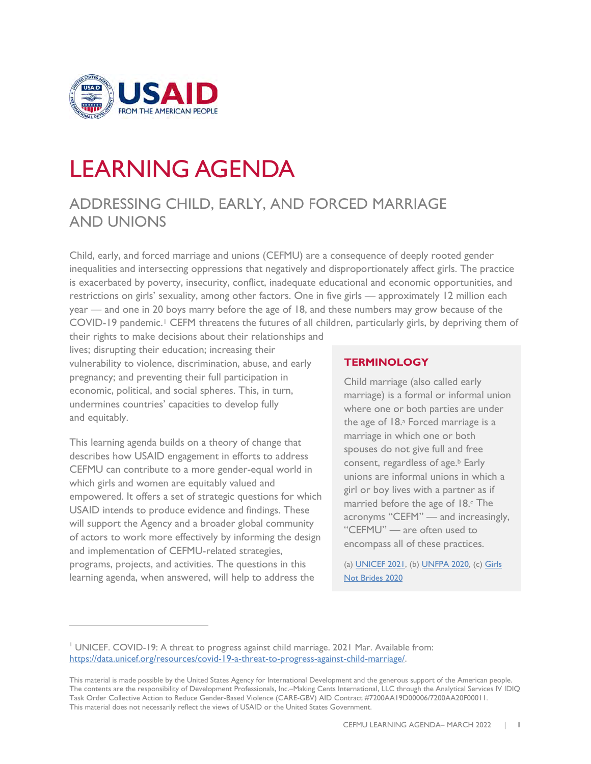# LEARNING AGENDA

## ADDRESSING CHILD, EARLY, AND FORCED MARRIAGE AND UNIONS

Child, early, and forced marriage and unions (CEFMU) are a consequence of deeply rooted gender inequalities and intersecting oppressions that negatively and disproportionately affect girls. The practice is exacerbated by poverty, insecurity, conflict, inadequate educational and economic opportunities, and restrictions on girls' sexuality, among other factors. One in five girls — approximately 12 million each year — and one in 20 boys marry before the age of 18, and these numbers may grow because of the COVID-19 pandemic.[1] CEFM threatens the futures of all children, particularly girls, by depriving them of their rights to make decisions about their relationships and lives; disrupting their education; increasing their vulnerability to violence, discrimination, abuse, and early pregnancy; and preventing their full participation in economic, political, and social spheres. This, in turn, undermines countries' capacities to develop fully and equitably.

This learning agenda builds on a theory of change that describes how USAID engagement in efforts to address CEFMU can contribute to a more gender-equal world in which girls and women are equitably valued and empowered. It offers a set of strategic questions for which USAID intends to produce evidence and findings. These will support the Agency and a broader global community of actors to work more effectively by informing the design and implementation of CEFMU-related strategies, programs, projects, and activities. The questions in this learning agenda, when answered, will help to address the

### TERMINOLOGY

Child marriage (also called early marriage) is a formal or informal union where one or both parties are under the age of 18.[a] Forced marriage is a marriage in which one or both spouses do not give full and free consent, regardless of age.[b] Early unions are informal unions in which a girl or boy lives with a partner as if married before the age of 18.[c] The acronyms "CEFM" — and increasingly, "CEFMU" — are often used to encompass all of these practices.

(a) UNICEF 2021, (b) UNFPA 2020, (c) Girls Not Brides 2020

---

[1] UNICEF. COVID-19: A threat to progress against child marriage. 2021 Mar. Available from: https://data.unicef.org/resources/covid-19-a-threat-to-progress-against-child-marriage/.

This material is made possible by the United States Agency for International Development and the generous support of the American people. The contents are the responsibility of Development Professionals, Inc.–Making Cents International, LLC through the Analytical Services IV IDIQ Task Order Collective Action to Reduce Gender-Based Violence (CARE-GBV) AID Contract #7200AA19D00006/7200AA20F00011. This material does not necessarily reflect the views of USAID or the United States Government.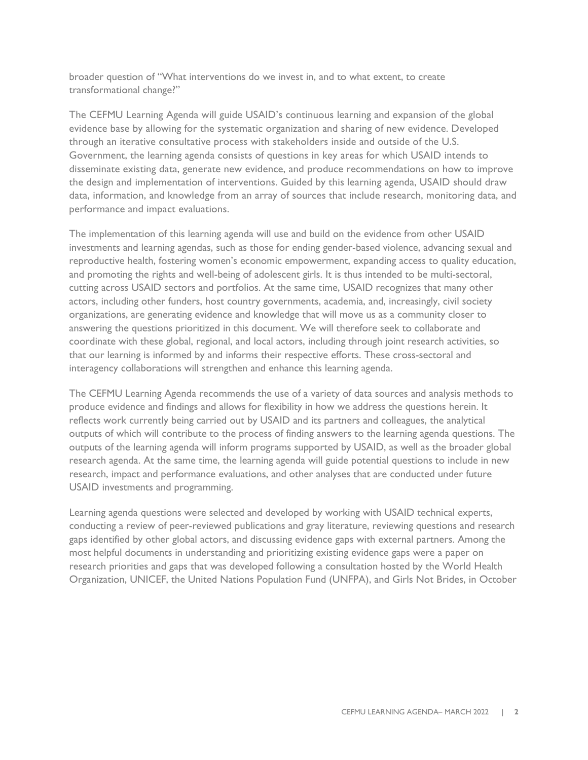broader question of "What interventions do we invest in, and to what extent, to create transformational change?"

The CEFMU Learning Agenda will guide USAID's continuous learning and expansion of the global evidence base by allowing for the systematic organization and sharing of new evidence. Developed through an iterative consultative process with stakeholders inside and outside of the U.S. Government, the learning agenda consists of questions in key areas for which USAID intends to disseminate existing data, generate new evidence, and produce recommendations on how to improve the design and implementation of interventions. Guided by this learning agenda, USAID should draw data, information, and knowledge from an array of sources that include research, monitoring data, and performance and impact evaluations.

The implementation of this learning agenda will use and build on the evidence from other USAID investments and learning agendas, such as those for ending gender-based violence, advancing sexual and reproductive health, fostering women's economic empowerment, expanding access to quality education, and promoting the rights and well-being of adolescent girls. It is thus intended to be multi-sectoral, cutting across USAID sectors and portfolios. At the same time, USAID recognizes that many other actors, including other funders, host country governments, academia, and, increasingly, civil society organizations, are generating evidence and knowledge that will move us as a community closer to answering the questions prioritized in this document. We will therefore seek to collaborate and coordinate with these global, regional, and local actors, including through joint research activities, so that our learning is informed by and informs their respective efforts. These cross-sectoral and interagency collaborations will strengthen and enhance this learning agenda.

The CEFMU Learning Agenda recommends the use of a variety of data sources and analysis methods to produce evidence and findings and allows for flexibility in how we address the questions herein. It reflects work currently being carried out by USAID and its partners and colleagues, the analytical outputs of which will contribute to the process of finding answers to the learning agenda questions. The outputs of the learning agenda will inform programs supported by USAID, as well as the broader global research agenda. At the same time, the learning agenda will guide potential questions to include in new research, impact and performance evaluations, and other analyses that are conducted under future USAID investments and programming.

Learning agenda questions were selected and developed by working with USAID technical experts, conducting a review of peer-reviewed publications and gray literature, reviewing questions and research gaps identified by other global actors, and discussing evidence gaps with external partners. Among the most helpful documents in understanding and prioritizing existing evidence gaps were a paper on research priorities and gaps that was developed following a consultation hosted by the World Health Organization, UNICEF, the United Nations Population Fund (UNFPA), and Girls Not Brides, in October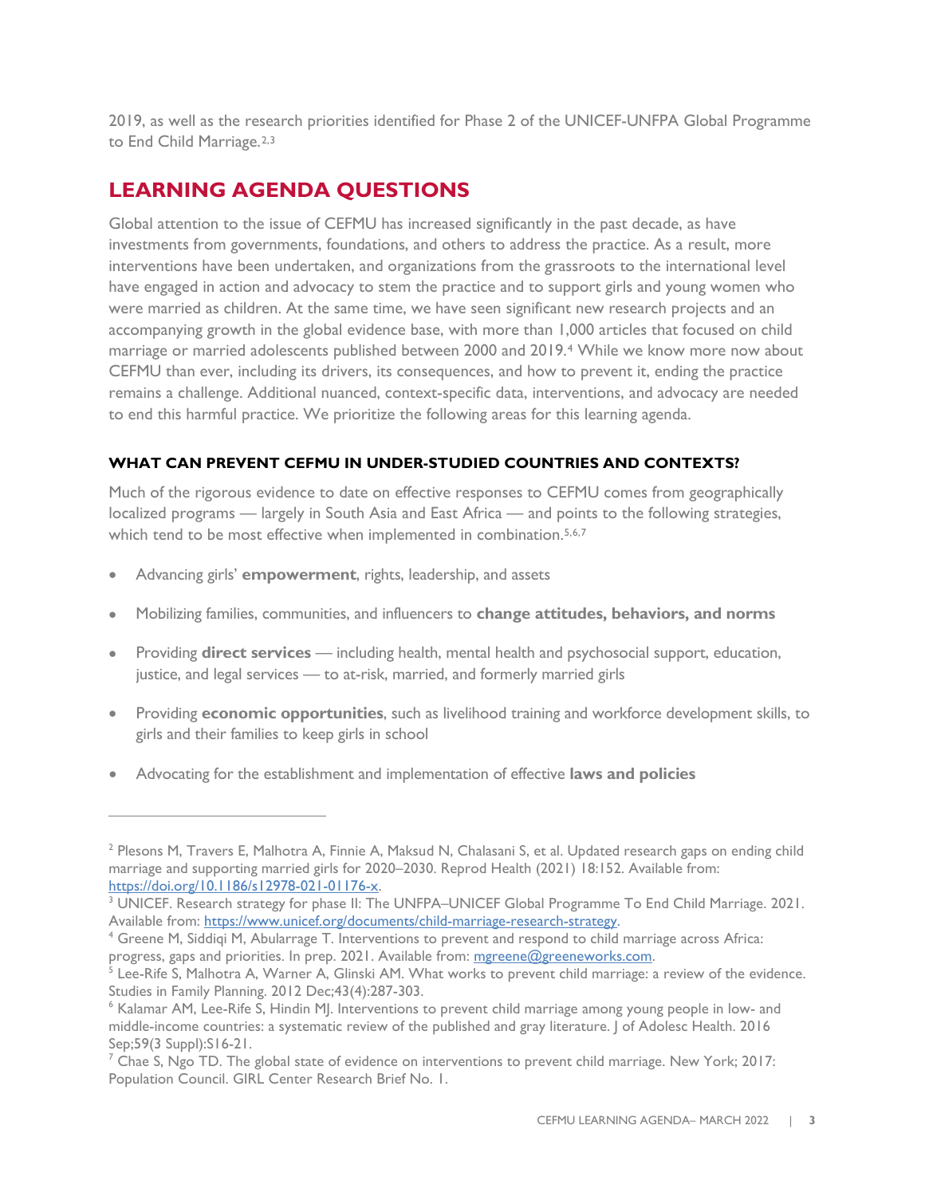2019, as well as the research priorities identified for Phase 2 of the UNICEF-UNFPA Global Programme to End Child Marriage.[2,3]

## LEARNING AGENDA QUESTIONS

Global attention to the issue of CEFMU has increased significantly in the past decade, as have investments from governments, foundations, and others to address the practice. As a result, more interventions have been undertaken, and organizations from the grassroots to the international level have engaged in action and advocacy to stem the practice and to support girls and young women who were married as children. At the same time, we have seen significant new research projects and an accompanying growth in the global evidence base, with more than 1,000 articles that focused on child marriage or married adolescents published between 2000 and 2019.[4] While we know more now about CEFMU than ever, including its drivers, its consequences, and how to prevent it, ending the practice remains a challenge. Additional nuanced, context-specific data, interventions, and advocacy are needed to end this harmful practice. We prioritize the following areas for this learning agenda.

### WHAT CAN PREVENT CEFMU IN UNDER-STUDIED COUNTRIES AND CONTEXTS?

Much of the rigorous evidence to date on effective responses to CEFMU comes from geographically localized programs — largely in South Asia and East Africa — and points to the following strategies, which tend to be most effective when implemented in combination.[5,6,7]

- Advancing girls' **empowerment**, rights, leadership, and assets
- Mobilizing families, communities, and influencers to **change attitudes, behaviors, and norms**
- Providing **direct services** — including health, mental health and psychosocial support, education, justice, and legal services — to at-risk, married, and formerly married girls
- Providing **economic opportunities**, such as livelihood training and workforce development skills, to girls and their families to keep girls in school
- Advocating for the establishment and implementation of effective **laws and policies**

---

[2] Plesons M, Travers E, Malhotra A, Finnie A, Maksud N, Chalasani S, et al. Updated research gaps on ending child marriage and supporting married girls for 2020–2030. Reprod Health (2021) 18:152. Available from: https://doi.org/10.1186/s12978-021-01176-x.

[3] UNICEF. Research strategy for phase II: The UNFPA–UNICEF Global Programme To End Child Marriage. 2021. Available from: https://www.unicef.org/documents/child-marriage-research-strategy.

[4] Greene M, Siddiqi M, Abularrage T. Interventions to prevent and respond to child marriage across Africa: progress, gaps and priorities. In prep. 2021. Available from: mgreene@greeneworks.com.

[5] Lee-Rife S, Malhotra A, Warner A, Glinski AM. What works to prevent child marriage: a review of the evidence. Studies in Family Planning. 2012 Dec;43(4):287-303.

[6] Kalamar AM, Lee-Rife S, Hindin MJ. Interventions to prevent child marriage among young people in low- and middle-income countries: a systematic review of the published and gray literature. J of Adolesc Health. 2016 Sep;59(3 Suppl):S16-21.

[7] Chae S, Ngo TD. The global state of evidence on interventions to prevent child marriage. New York; 2017: Population Council. GIRL Center Research Brief No. 1.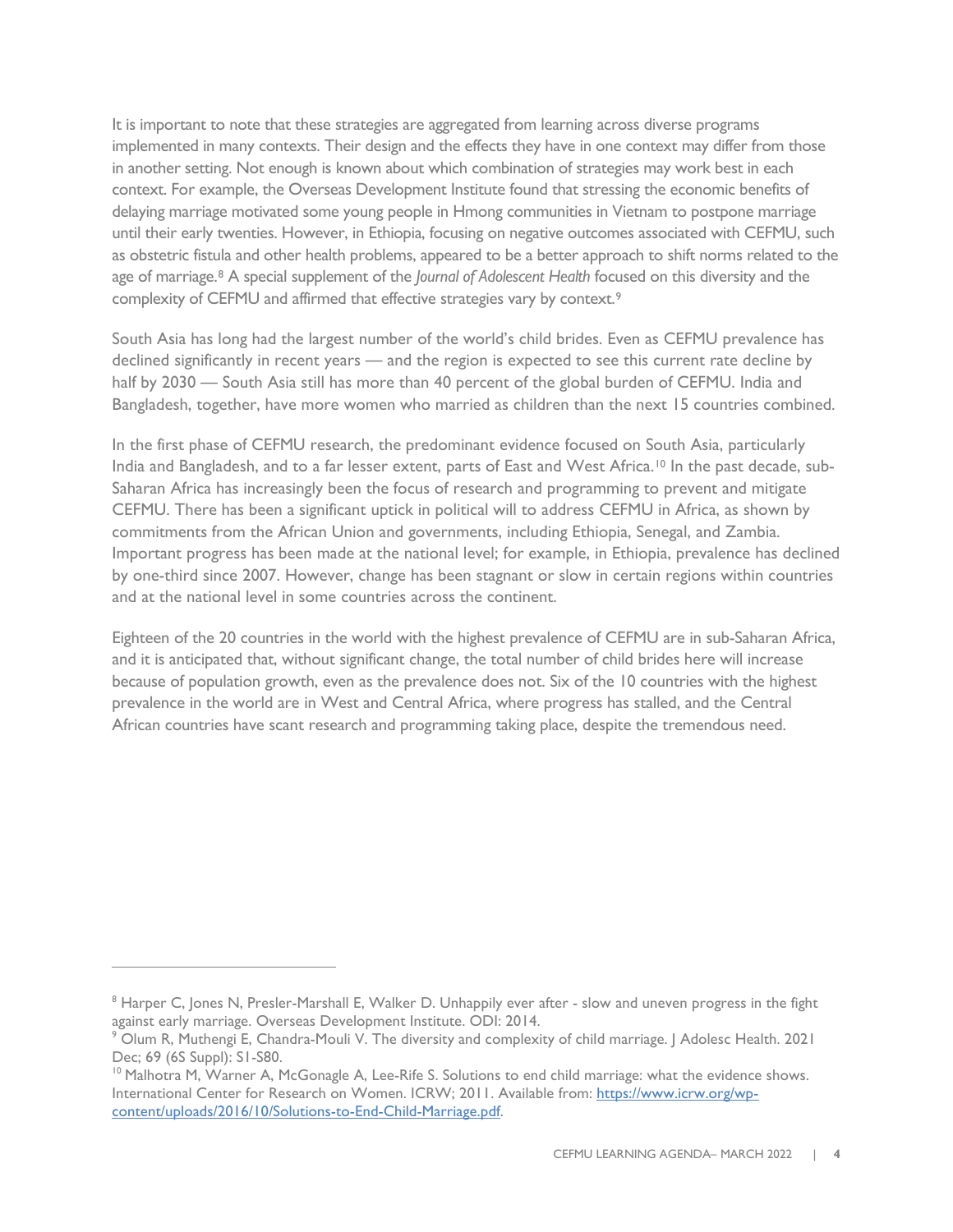It is important to note that these strategies are aggregated from learning across diverse programs implemented in many contexts. Their design and the effects they have in one context may differ from those in another setting. Not enough is known about which combination of strategies may work best in each context. For example, the Overseas Development Institute found that stressing the economic benefits of delaying marriage motivated some young people in Hmong communities in Vietnam to postpone marriage until their early twenties. However, in Ethiopia, focusing on negative outcomes associated with CEFMU, such as obstetric fistula and other health problems, appeared to be a better approach to shift norms related to the age of marriage.[8] A special supplement of the *Journal of Adolescent Health* focused on this diversity and the complexity of CEFMU and affirmed that effective strategies vary by context.[9]

South Asia has long had the largest number of the world's child brides. Even as CEFMU prevalence has declined significantly in recent years — and the region is expected to see this current rate decline by half by 2030 — South Asia still has more than 40 percent of the global burden of CEFMU. India and Bangladesh, together, have more women who married as children than the next 15 countries combined.

In the first phase of CEFMU research, the predominant evidence focused on South Asia, particularly India and Bangladesh, and to a far lesser extent, parts of East and West Africa.[10] In the past decade, sub-Saharan Africa has increasingly been the focus of research and programming to prevent and mitigate CEFMU. There has been a significant uptick in political will to address CEFMU in Africa, as shown by commitments from the African Union and governments, including Ethiopia, Senegal, and Zambia. Important progress has been made at the national level; for example, in Ethiopia, prevalence has declined by one-third since 2007. However, change has been stagnant or slow in certain regions within countries and at the national level in some countries across the continent.

Eighteen of the 20 countries in the world with the highest prevalence of CEFMU are in sub-Saharan Africa, and it is anticipated that, without significant change, the total number of child brides here will increase because of population growth, even as the prevalence does not. Six of the 10 countries with the highest prevalence in the world are in West and Central Africa, where progress has stalled, and the Central African countries have scant research and programming taking place, despite the tremendous need.

---

[8] Harper C, Jones N, Presler-Marshall E, Walker D. Unhappily ever after - slow and uneven progress in the fight against early marriage. Overseas Development Institute. ODI: 2014.

[9] Olum R, Muthengi E, Chandra-Mouli V. The diversity and complexity of child marriage. J Adolesc Health. 2021 Dec; 69 (6S Suppl): S1-S80.

[10] Malhotra M, Warner A, McGonagle A, Lee-Rife S. Solutions to end child marriage: what the evidence shows. International Center for Research on Women. ICRW; 2011. Available from: https://www.icrw.org/wp-content/uploads/2016/10/Solutions-to-End-Child-Marriage.pdf.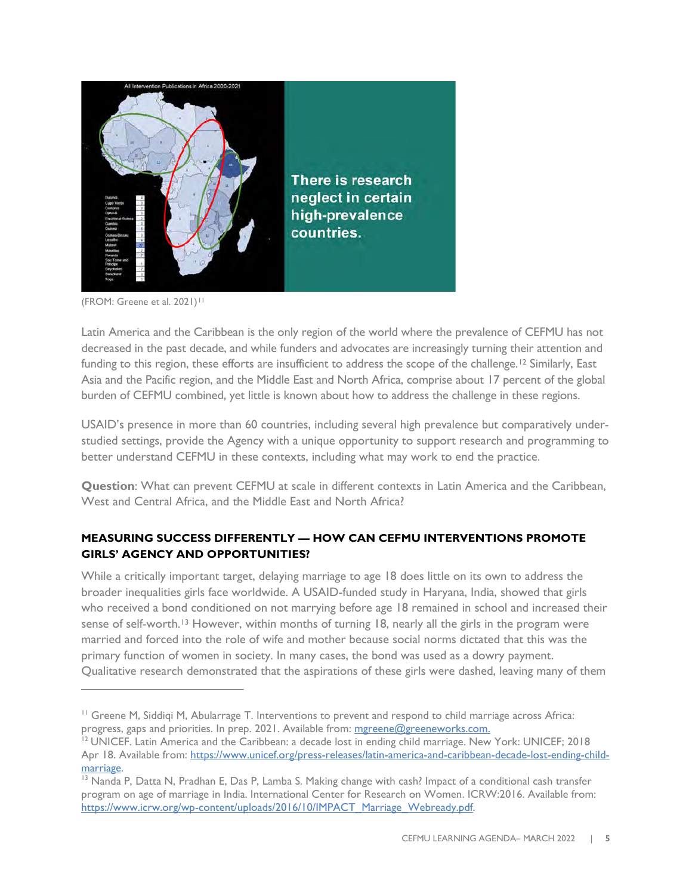There is research neglect in certain high-prevalence countries.

(FROM: Greene et al. 2021)[11]

Latin America and the Caribbean is the only region of the world where the prevalence of CEFMU has not decreased in the past decade, and while funders and advocates are increasingly turning their attention and funding to this region, these efforts are insufficient to address the scope of the challenge.[12] Similarly, East Asia and the Pacific region, and the Middle East and North Africa, comprise about 17 percent of the global burden of CEFMU combined, yet little is known about how to address the challenge in these regions.

USAID's presence in more than 60 countries, including several high prevalence but comparatively under-studied settings, provide the Agency with a unique opportunity to support research and programming to better understand CEFMU in these contexts, including what may work to end the practice.

**Question**: What can prevent CEFMU at scale in different contexts in Latin America and the Caribbean, West and Central Africa, and the Middle East and North Africa?

### MEASURING SUCCESS DIFFERENTLY — HOW CAN CEFMU INTERVENTIONS PROMOTE GIRLS' AGENCY AND OPPORTUNITIES?

While a critically important target, delaying marriage to age 18 does little on its own to address the broader inequalities girls face worldwide. A USAID-funded study in Haryana, India, showed that girls who received a bond conditioned on not marrying before age 18 remained in school and increased their sense of self-worth.[13] However, within months of turning 18, nearly all the girls in the program were married and forced into the role of wife and mother because social norms dictated that this was the primary function of women in society. In many cases, the bond was used as a dowry payment. Qualitative research demonstrated that the aspirations of these girls were dashed, leaving many of them

---

[11] Greene M, Siddiqi M, Abularrage T. Interventions to prevent and respond to child marriage across Africa: progress, gaps and priorities. In prep. 2021. Available from: mgreene@greeneworks.com.

[12] UNICEF. Latin America and the Caribbean: a decade lost in ending child marriage. New York: UNICEF; 2018 Apr 18. Available from: https://www.unicef.org/press-releases/latin-america-and-caribbean-decade-lost-ending-child-marriage.

[13] Nanda P, Datta N, Pradhan E, Das P, Lamba S. Making change with cash? Impact of a conditional cash transfer program on age of marriage in India. International Center for Research on Women. ICRW:2016. Available from: https://www.icrw.org/wp-content/uploads/2016/10/IMPACT_Marriage_Webready.pdf.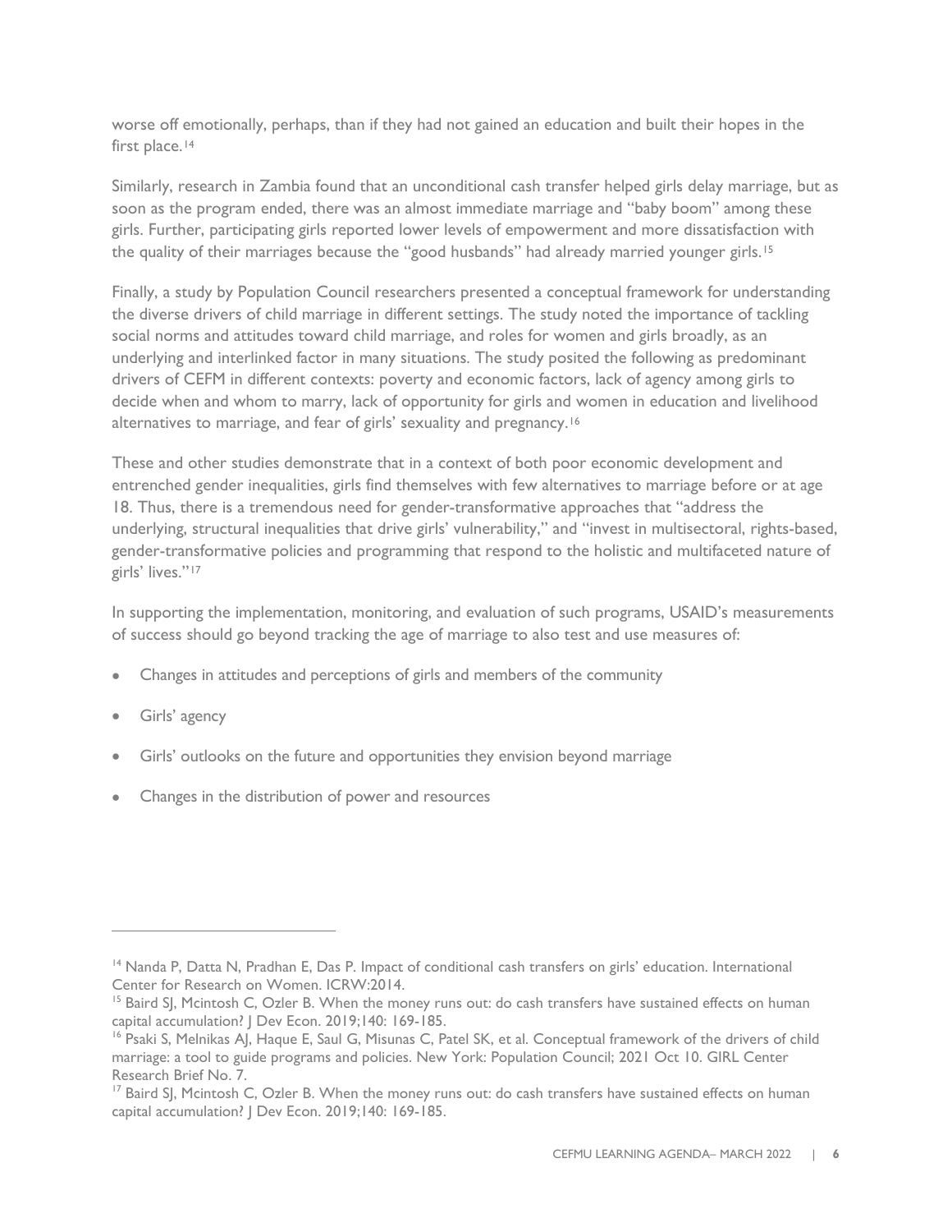worse off emotionally, perhaps, than if they had not gained an education and built their hopes in the first place.[14]

Similarly, research in Zambia found that an unconditional cash transfer helped girls delay marriage, but as soon as the program ended, there was an almost immediate marriage and "baby boom" among these girls. Further, participating girls reported lower levels of empowerment and more dissatisfaction with the quality of their marriages because the "good husbands" had already married younger girls.[15]

Finally, a study by Population Council researchers presented a conceptual framework for understanding the diverse drivers of child marriage in different settings. The study noted the importance of tackling social norms and attitudes toward child marriage, and roles for women and girls broadly, as an underlying and interlinked factor in many situations. The study posited the following as predominant drivers of CEFM in different contexts: poverty and economic factors, lack of agency among girls to decide when and whom to marry, lack of opportunity for girls and women in education and livelihood alternatives to marriage, and fear of girls' sexuality and pregnancy.[16]

These and other studies demonstrate that in a context of both poor economic development and entrenched gender inequalities, girls find themselves with few alternatives to marriage before or at age 18. Thus, there is a tremendous need for gender-transformative approaches that "address the underlying, structural inequalities that drive girls' vulnerability," and "invest in multisectoral, rights-based, gender-transformative policies and programming that respond to the holistic and multifaceted nature of girls' lives."[17]

In supporting the implementation, monitoring, and evaluation of such programs, USAID's measurements of success should go beyond tracking the age of marriage to also test and use measures of:

- Changes in attitudes and perceptions of girls and members of the community
- Girls' agency
- Girls' outlooks on the future and opportunities they envision beyond marriage
- Changes in the distribution of power and resources

---

[14] Nanda P, Datta N, Pradhan E, Das P. Impact of conditional cash transfers on girls' education. International Center for Research on Women. ICRW:2014.

[15] Baird SJ, Mcintosh C, Ozler B. When the money runs out: do cash transfers have sustained effects on human capital accumulation? J Dev Econ. 2019;140: 169-185.

[16] Psaki S, Melnikas AJ, Haque E, Saul G, Misunas C, Patel SK, et al. Conceptual framework of the drivers of child marriage: a tool to guide programs and policies. New York: Population Council; 2021 Oct 10. GIRL Center Research Brief No. 7.

[17] Baird SJ, Mcintosh C, Ozler B. When the money runs out: do cash transfers have sustained effects on human capital accumulation? J Dev Econ. 2019;140: 169-185.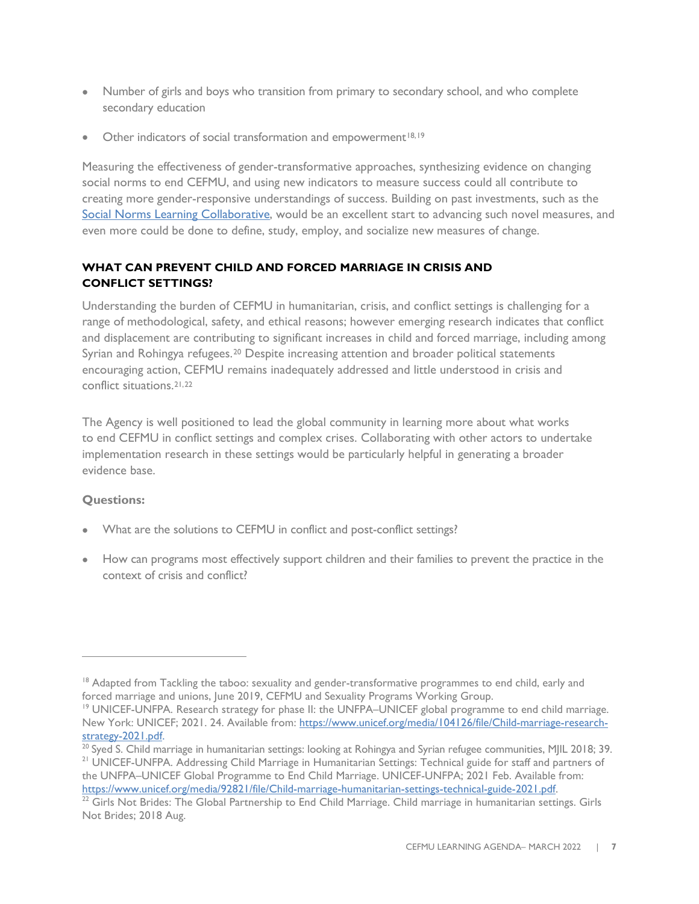- Number of girls and boys who transition from primary to secondary school, and who complete secondary education
- Other indicators of social transformation and empowerment[18,19]

Measuring the effectiveness of gender-transformative approaches, synthesizing evidence on changing social norms to end CEFMU, and using new indicators to measure success could all contribute to creating more gender-responsive understandings of success. Building on past investments, such as the [Social Norms Learning Collaborative](), would be an excellent start to advancing such novel measures, and even more could be done to define, study, employ, and socialize new measures of change.

### WHAT CAN PREVENT CHILD AND FORCED MARRIAGE IN CRISIS AND CONFLICT SETTINGS?

Understanding the burden of CEFMU in humanitarian, crisis, and conflict settings is challenging for a range of methodological, safety, and ethical reasons; however emerging research indicates that conflict and displacement are contributing to significant increases in child and forced marriage, including among Syrian and Rohingya refugees.[20] Despite increasing attention and broader political statements encouraging action, CEFMU remains inadequately addressed and little understood in crisis and conflict situations.[21,22]

The Agency is well positioned to lead the global community in learning more about what works to end CEFMU in conflict settings and complex crises. Collaborating with other actors to undertake implementation research in these settings would be particularly helpful in generating a broader evidence base.

**Questions:**

- What are the solutions to CEFMU in conflict and post-conflict settings?
- How can programs most effectively support children and their families to prevent the practice in the context of crisis and conflict?

---

[18] Adapted from Tackling the taboo: sexuality and gender-transformative programmes to end child, early and forced marriage and unions, June 2019, CEFMU and Sexuality Programs Working Group.

[19] UNICEF-UNFPA. Research strategy for phase II: the UNFPA–UNICEF global programme to end child marriage. New York: UNICEF; 2021. 24. Available from: https://www.unicef.org/media/104126/file/Child-marriage-research-strategy-2021.pdf.

[20] Syed S. Child marriage in humanitarian settings: looking at Rohingya and Syrian refugee communities, MJIL 2018; 39.

[21] UNICEF-UNFPA. Addressing Child Marriage in Humanitarian Settings: Technical guide for staff and partners of the UNFPA–UNICEF Global Programme to End Child Marriage. UNICEF-UNFPA; 2021 Feb. Available from: https://www.unicef.org/media/92821/file/Child-marriage-humanitarian-settings-technical-guide-2021.pdf.

[22] Girls Not Brides: The Global Partnership to End Child Marriage. Child marriage in humanitarian settings. Girls Not Brides; 2018 Aug.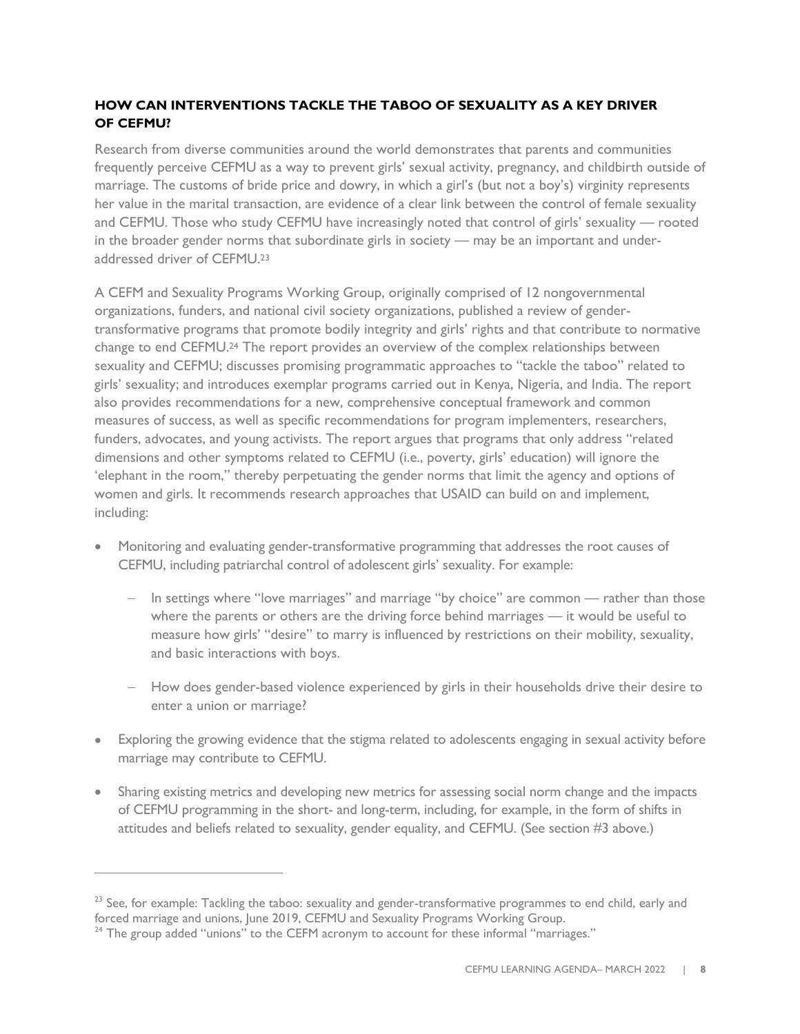### HOW CAN INTERVENTIONS TACKLE THE TABOO OF SEXUALITY AS A KEY DRIVER OF CEFMU?

Research from diverse communities around the world demonstrates that parents and communities frequently perceive CEFMU as a way to prevent girls' sexual activity, pregnancy, and childbirth outside of marriage. The customs of bride price and dowry, in which a girl's (but not a boy's) virginity represents her value in the marital transaction, are evidence of a clear link between the control of female sexuality and CEFMU. Those who study CEFMU have increasingly noted that control of girls' sexuality — rooted in the broader gender norms that subordinate girls in society — may be an important and under-addressed driver of CEFMU.[23]

A CEFM and Sexuality Programs Working Group, originally comprised of 12 nongovernmental organizations, funders, and national civil society organizations, published a review of gender-transformative programs that promote bodily integrity and girls' rights and that contribute to normative change to end CEFMU.[24] The report provides an overview of the complex relationships between sexuality and CEFMU; discusses promising programmatic approaches to "tackle the taboo" related to girls' sexuality; and introduces exemplar programs carried out in Kenya, Nigeria, and India. The report also provides recommendations for a new, comprehensive conceptual framework and common measures of success, as well as specific recommendations for program implementers, researchers, funders, advocates, and young activists. The report argues that programs that only address "related dimensions and other symptoms related to CEFMU (i.e., poverty, girls' education) will ignore the 'elephant in the room," thereby perpetuating the gender norms that limit the agency and options of women and girls. It recommends research approaches that USAID can build on and implement, including:

- Monitoring and evaluating gender-transformative programming that addresses the root causes of CEFMU, including patriarchal control of adolescent girls' sexuality. For example:
  - In settings where "love marriages" and marriage "by choice" are common — rather than those where the parents or others are the driving force behind marriages — it would be useful to measure how girls' "desire" to marry is influenced by restrictions on their mobility, sexuality, and basic interactions with boys.
  - How does gender-based violence experienced by girls in their households drive their desire to enter a union or marriage?
- Exploring the growing evidence that the stigma related to adolescents engaging in sexual activity before marriage may contribute to CEFMU.
- Sharing existing metrics and developing new metrics for assessing social norm change and the impacts of CEFMU programming in the short- and long-term, including, for example, in the form of shifts in attitudes and beliefs related to sexuality, gender equality, and CEFMU. (See section #3 above.)

---

[23] See, for example: Tackling the taboo: sexuality and gender-transformative programmes to end child, early and forced marriage and unions, June 2019, CEFMU and Sexuality Programs Working Group.

[24] The group added "unions" to the CEFM acronym to account for these informal "marriages."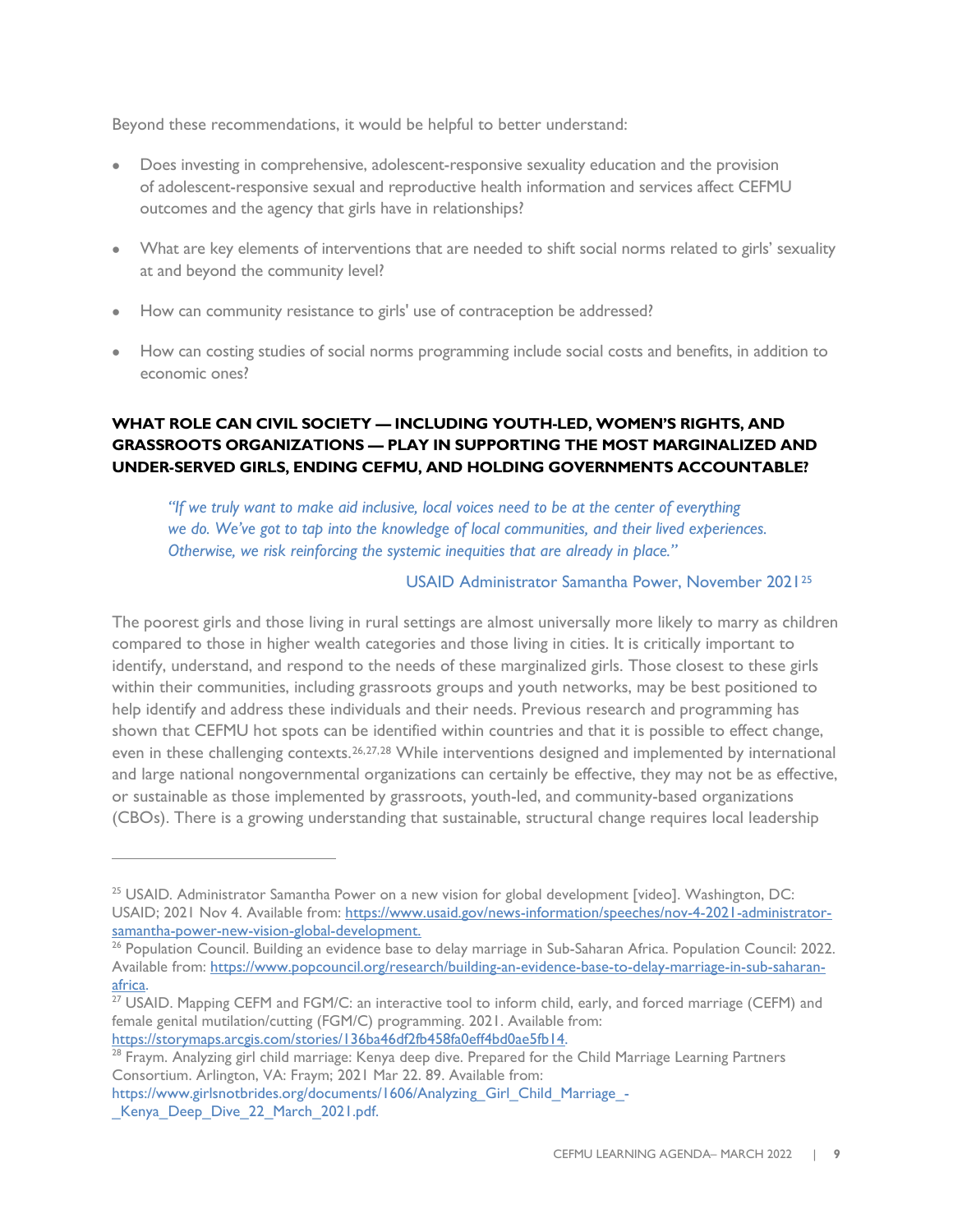Beyond these recommendations, it would be helpful to better understand:

- Does investing in comprehensive, adolescent-responsive sexuality education and the provision of adolescent-responsive sexual and reproductive health information and services affect CEFMU outcomes and the agency that girls have in relationships?
- What are key elements of interventions that are needed to shift social norms related to girls' sexuality at and beyond the community level?
- How can community resistance to girls' use of contraception be addressed?
- How can costing studies of social norms programming include social costs and benefits, in addition to economic ones?

### WHAT ROLE CAN CIVIL SOCIETY — INCLUDING YOUTH-LED, WOMEN'S RIGHTS, AND GRASSROOTS ORGANIZATIONS — PLAY IN SUPPORTING THE MOST MARGINALIZED AND UNDER-SERVED GIRLS, ENDING CEFMU, AND HOLDING GOVERNMENTS ACCOUNTABLE?

> *"If we truly want to make aid inclusive, local voices need to be at the center of everything we do. We've got to tap into the knowledge of local communities, and their lived experiences. Otherwise, we risk reinforcing the systemic inequities that are already in place."*
>
> USAID Administrator Samantha Power, November 2021[25]

The poorest girls and those living in rural settings are almost universally more likely to marry as children compared to those in higher wealth categories and those living in cities. It is critically important to identify, understand, and respond to the needs of these marginalized girls. Those closest to these girls within their communities, including grassroots groups and youth networks, may be best positioned to help identify and address these individuals and their needs. Previous research and programming has shown that CEFMU hot spots can be identified within countries and that it is possible to effect change, even in these challenging contexts.[26,27,28] While interventions designed and implemented by international and large national nongovernmental organizations can certainly be effective, they may not be as effective, or sustainable as those implemented by grassroots, youth-led, and community-based organizations (CBOs). There is a growing understanding that sustainable, structural change requires local leadership

---

[25] USAID. Administrator Samantha Power on a new vision for global development [video]. Washington, DC: USAID; 2021 Nov 4. Available from: https://www.usaid.gov/news-information/speeches/nov-4-2021-administrator-samantha-power-new-vision-global-development.

[26] Population Council. Building an evidence base to delay marriage in Sub-Saharan Africa. Population Council: 2022. Available from: https://www.popcouncil.org/research/building-an-evidence-base-to-delay-marriage-in-sub-saharan-africa.

[27] USAID. Mapping CEFM and FGM/C: an interactive tool to inform child, early, and forced marriage (CEFM) and female genital mutilation/cutting (FGM/C) programming. 2021. Available from: https://storymaps.arcgis.com/stories/136ba46df2fb458fa0eff4bd0ae5fb14.

[28] Fraym. Analyzing girl child marriage: Kenya deep dive. Prepared for the Child Marriage Learning Partners Consortium. Arlington, VA: Fraym; 2021 Mar 22. 89. Available from: https://www.girlsnotbrides.org/documents/1606/Analyzing_Girl_Child_Marriage_-_Kenya_Deep_Dive_22_March_2021.pdf.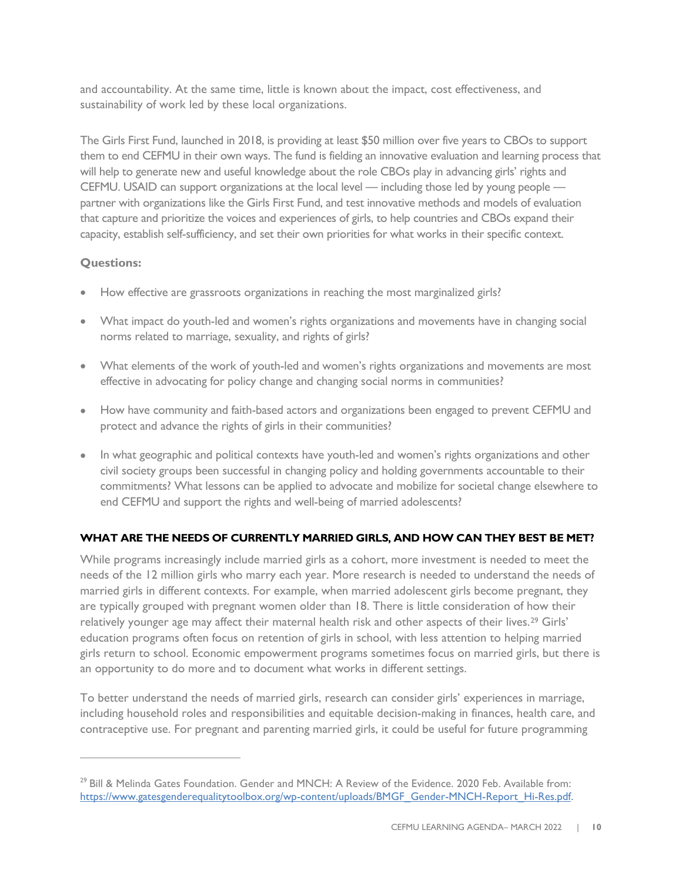and accountability. At the same time, little is known about the impact, cost effectiveness, and sustainability of work led by these local organizations.

The Girls First Fund, launched in 2018, is providing at least $50 million over five years to CBOs to support them to end CEFMU in their own ways. The fund is fielding an innovative evaluation and learning process that will help to generate new and useful knowledge about the role CBOs play in advancing girls' rights and CEFMU. USAID can support organizations at the local level — including those led by young people — partner with organizations like the Girls First Fund, and test innovative methods and models of evaluation that capture and prioritize the voices and experiences of girls, to help countries and CBOs expand their capacity, establish self-sufficiency, and set their own priorities for what works in their specific context.

**Questions:**

- How effective are grassroots organizations in reaching the most marginalized girls?
- What impact do youth-led and women's rights organizations and movements have in changing social norms related to marriage, sexuality, and rights of girls?
- What elements of the work of youth-led and women's rights organizations and movements are most effective in advocating for policy change and changing social norms in communities?
- How have community and faith-based actors and organizations been engaged to prevent CEFMU and protect and advance the rights of girls in their communities?
- In what geographic and political contexts have youth-led and women's rights organizations and other civil society groups been successful in changing policy and holding governments accountable to their commitments? What lessons can be applied to advocate and mobilize for societal change elsewhere to end CEFMU and support the rights and well-being of married adolescents?

### WHAT ARE THE NEEDS OF CURRENTLY MARRIED GIRLS, AND HOW CAN THEY BEST BE MET?

While programs increasingly include married girls as a cohort, more investment is needed to meet the needs of the 12 million girls who marry each year. More research is needed to understand the needs of married girls in different contexts. For example, when married adolescent girls become pregnant, they are typically grouped with pregnant women older than 18. There is little consideration of how their relatively younger age may affect their maternal health risk and other aspects of their lives.[29] Girls' education programs often focus on retention of girls in school, with less attention to helping married girls return to school. Economic empowerment programs sometimes focus on married girls, but there is an opportunity to do more and to document what works in different settings.

To better understand the needs of married girls, research can consider girls' experiences in marriage, including household roles and responsibilities and equitable decision-making in finances, health care, and contraceptive use. For pregnant and parenting married girls, it could be useful for future programming

---

[29] Bill & Melinda Gates Foundation. Gender and MNCH: A Review of the Evidence. 2020 Feb. Available from: https://www.gatesgenderequalitytoolbox.org/wp-content/uploads/BMGF_Gender-MNCH-Report_Hi-Res.pdf.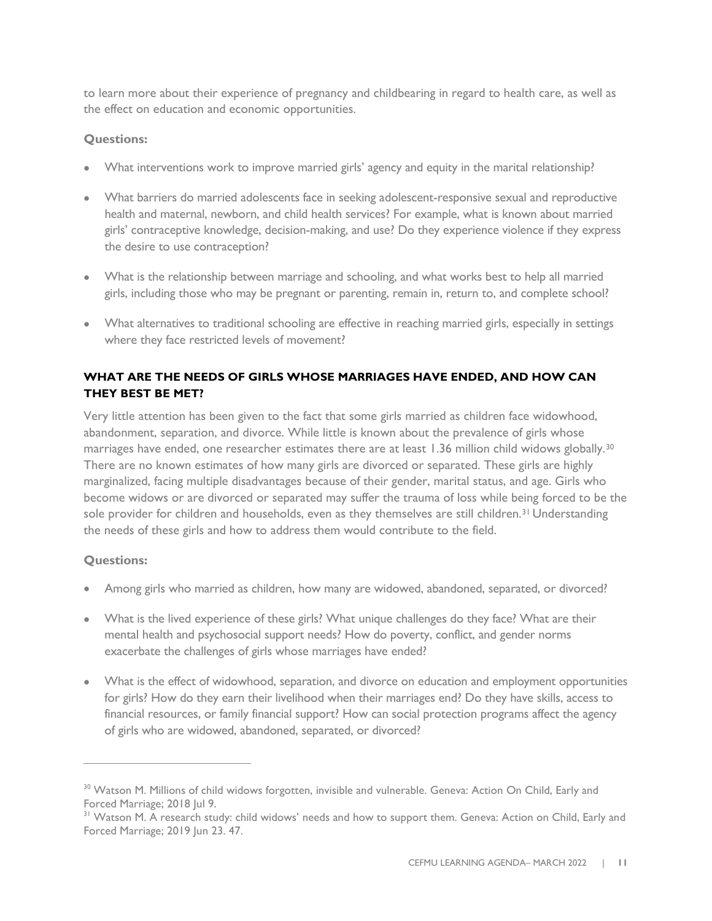to learn more about their experience of pregnancy and childbearing in regard to health care, as well as the effect on education and economic opportunities.

**Questions:**

- What interventions work to improve married girls' agency and equity in the marital relationship?
- What barriers do married adolescents face in seeking adolescent-responsive sexual and reproductive health and maternal, newborn, and child health services? For example, what is known about married girls' contraceptive knowledge, decision-making, and use? Do they experience violence if they express the desire to use contraception?
- What is the relationship between marriage and schooling, and what works best to help all married girls, including those who may be pregnant or parenting, remain in, return to, and complete school?
- What alternatives to traditional schooling are effective in reaching married girls, especially in settings where they face restricted levels of movement?

### WHAT ARE THE NEEDS OF GIRLS WHOSE MARRIAGES HAVE ENDED, AND HOW CAN THEY BEST BE MET?

Very little attention has been given to the fact that some girls married as children face widowhood, abandonment, separation, and divorce. While little is known about the prevalence of girls whose marriages have ended, one researcher estimates there are at least 1.36 million child widows globally.[30] There are no known estimates of how many girls are divorced or separated. These girls are highly marginalized, facing multiple disadvantages because of their gender, marital status, and age. Girls who become widows or are divorced or separated may suffer the trauma of loss while being forced to be the sole provider for children and households, even as they themselves are still children.[31] Understanding the needs of these girls and how to address them would contribute to the field.

**Questions:**

- Among girls who married as children, how many are widowed, abandoned, separated, or divorced?
- What is the lived experience of these girls? What unique challenges do they face? What are their mental health and psychosocial support needs? How do poverty, conflict, and gender norms exacerbate the challenges of girls whose marriages have ended?
- What is the effect of widowhood, separation, and divorce on education and employment opportunities for girls? How do they earn their livelihood when their marriages end? Do they have skills, access to financial resources, or family financial support? How can social protection programs affect the agency of girls who are widowed, abandoned, separated, or divorced?

---

[30] Watson M. Millions of child widows forgotten, invisible and vulnerable. Geneva: Action On Child, Early and Forced Marriage; 2018 Jul 9.

[31] Watson M. A research study: child widows' needs and how to support them. Geneva: Action on Child, Early and Forced Marriage; 2019 Jun 23. 47.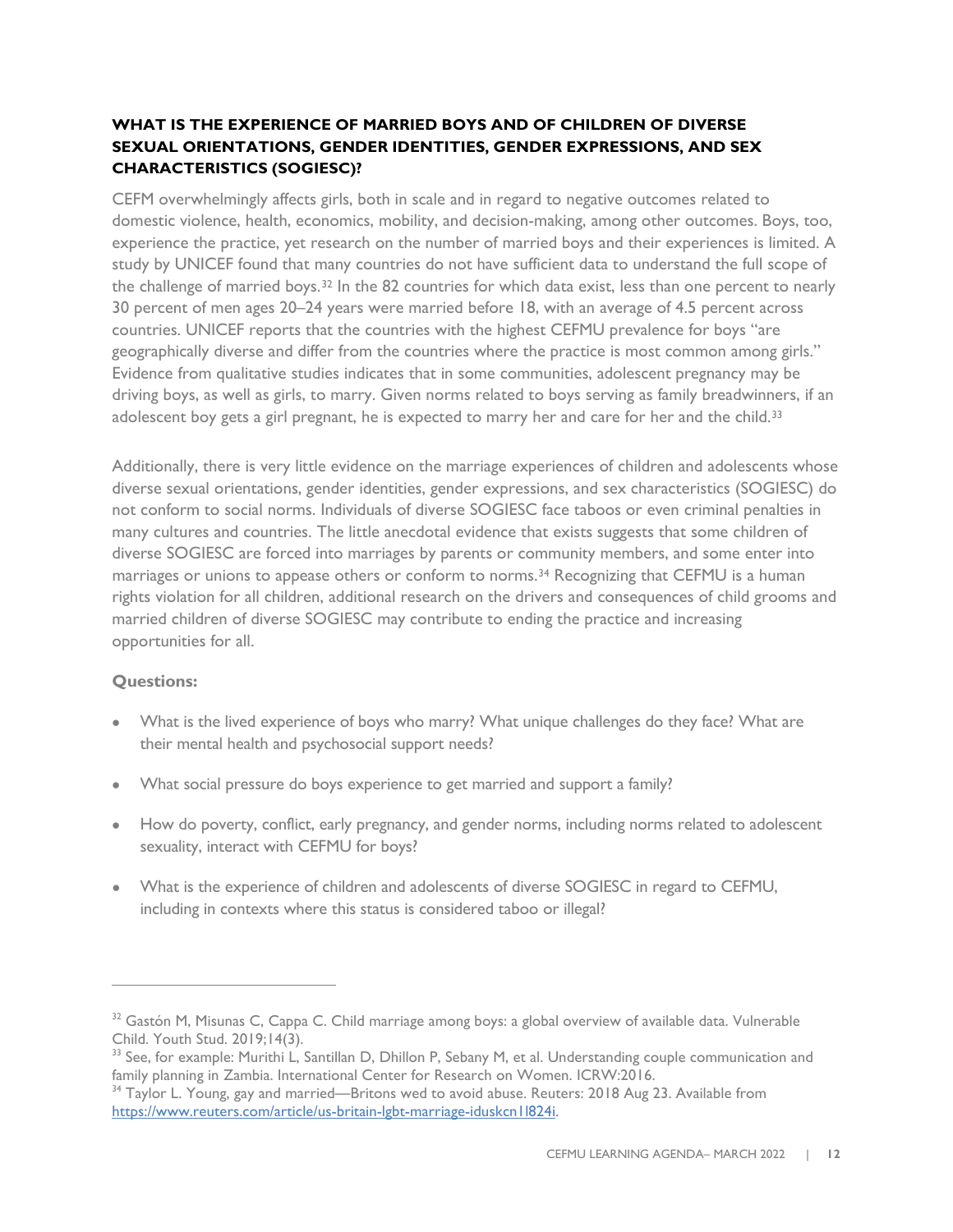### WHAT IS THE EXPERIENCE OF MARRIED BOYS AND OF CHILDREN OF DIVERSE SEXUAL ORIENTATIONS, GENDER IDENTITIES, GENDER EXPRESSIONS, AND SEX CHARACTERISTICS (SOGIESC)?

CEFM overwhelmingly affects girls, both in scale and in regard to negative outcomes related to domestic violence, health, economics, mobility, and decision-making, among other outcomes. Boys, too, experience the practice, yet research on the number of married boys and their experiences is limited. A study by UNICEF found that many countries do not have sufficient data to understand the full scope of the challenge of married boys.[32] In the 82 countries for which data exist, less than one percent to nearly 30 percent of men ages 20–24 years were married before 18, with an average of 4.5 percent across countries. UNICEF reports that the countries with the highest CEFMU prevalence for boys "are geographically diverse and differ from the countries where the practice is most common among girls." Evidence from qualitative studies indicates that in some communities, adolescent pregnancy may be driving boys, as well as girls, to marry. Given norms related to boys serving as family breadwinners, if an adolescent boy gets a girl pregnant, he is expected to marry her and care for her and the child.[33]

Additionally, there is very little evidence on the marriage experiences of children and adolescents whose diverse sexual orientations, gender identities, gender expressions, and sex characteristics (SOGIESC) do not conform to social norms. Individuals of diverse SOGIESC face taboos or even criminal penalties in many cultures and countries. The little anecdotal evidence that exists suggests that some children of diverse SOGIESC are forced into marriages by parents or community members, and some enter into marriages or unions to appease others or conform to norms.[34] Recognizing that CEFMU is a human rights violation for all children, additional research on the drivers and consequences of child grooms and married children of diverse SOGIESC may contribute to ending the practice and increasing opportunities for all.

**Questions:**

- What is the lived experience of boys who marry? What unique challenges do they face? What are their mental health and psychosocial support needs?
- What social pressure do boys experience to get married and support a family?
- How do poverty, conflict, early pregnancy, and gender norms, including norms related to adolescent sexuality, interact with CEFMU for boys?
- What is the experience of children and adolescents of diverse SOGIESC in regard to CEFMU, including in contexts where this status is considered taboo or illegal?

---

[32] Gastón M, Misunas C, Cappa C. Child marriage among boys: a global overview of available data. Vulnerable Child. Youth Stud. 2019;14(3).

[33] See, for example: Murithi L, Santillan D, Dhillon P, Sebany M, et al. Understanding couple communication and family planning in Zambia. International Center for Research on Women. ICRW:2016.

[34] Taylor L. Young, gay and married—Britons wed to avoid abuse. Reuters: 2018 Aug 23. Available from https://www.reuters.com/article/us-britain-lgbt-marriage-iduskcn11824i.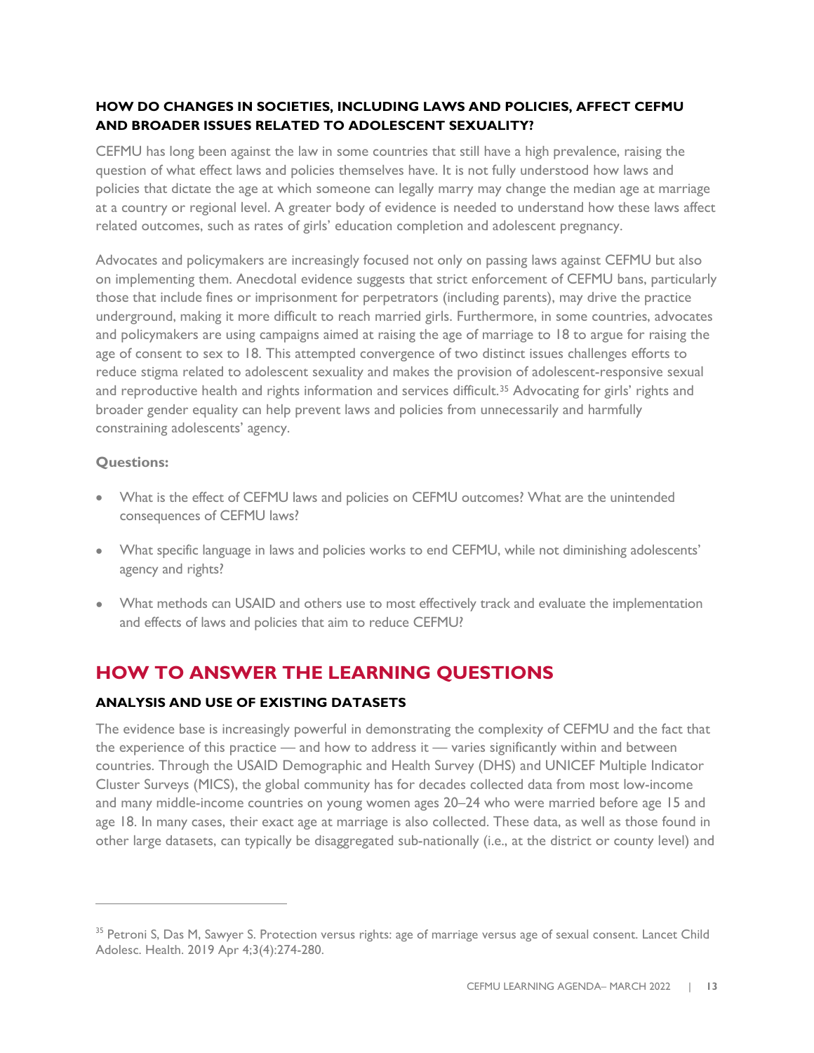### HOW DO CHANGES IN SOCIETIES, INCLUDING LAWS AND POLICIES, AFFECT CEFMU AND BROADER ISSUES RELATED TO ADOLESCENT SEXUALITY?

CEFMU has long been against the law in some countries that still have a high prevalence, raising the question of what effect laws and policies themselves have. It is not fully understood how laws and policies that dictate the age at which someone can legally marry may change the median age at marriage at a country or regional level. A greater body of evidence is needed to understand how these laws affect related outcomes, such as rates of girls' education completion and adolescent pregnancy.

Advocates and policymakers are increasingly focused not only on passing laws against CEFMU but also on implementing them. Anecdotal evidence suggests that strict enforcement of CEFMU bans, particularly those that include fines or imprisonment for perpetrators (including parents), may drive the practice underground, making it more difficult to reach married girls. Furthermore, in some countries, advocates and policymakers are using campaigns aimed at raising the age of marriage to 18 to argue for raising the age of consent to sex to 18. This attempted convergence of two distinct issues challenges efforts to reduce stigma related to adolescent sexuality and makes the provision of adolescent-responsive sexual and reproductive health and rights information and services difficult.[35] Advocating for girls' rights and broader gender equality can help prevent laws and policies from unnecessarily and harmfully constraining adolescents' agency.

**Questions:**

- What is the effect of CEFMU laws and policies on CEFMU outcomes? What are the unintended consequences of CEFMU laws?
- What specific language in laws and policies works to end CEFMU, while not diminishing adolescents' agency and rights?
- What methods can USAID and others use to most effectively track and evaluate the implementation and effects of laws and policies that aim to reduce CEFMU?

## HOW TO ANSWER THE LEARNING QUESTIONS

### ANALYSIS AND USE OF EXISTING DATASETS

The evidence base is increasingly powerful in demonstrating the complexity of CEFMU and the fact that the experience of this practice — and how to address it — varies significantly within and between countries. Through the USAID Demographic and Health Survey (DHS) and UNICEF Multiple Indicator Cluster Surveys (MICS), the global community has for decades collected data from most low-income and many middle-income countries on young women ages 20–24 who were married before age 15 and age 18. In many cases, their exact age at marriage is also collected. These data, as well as those found in other large datasets, can typically be disaggregated sub-nationally (i.e., at the district or county level) and

---

[35] Petroni S, Das M, Sawyer S. Protection versus rights: age of marriage versus age of sexual consent. Lancet Child Adolesc. Health. 2019 Apr 4;3(4):274-280.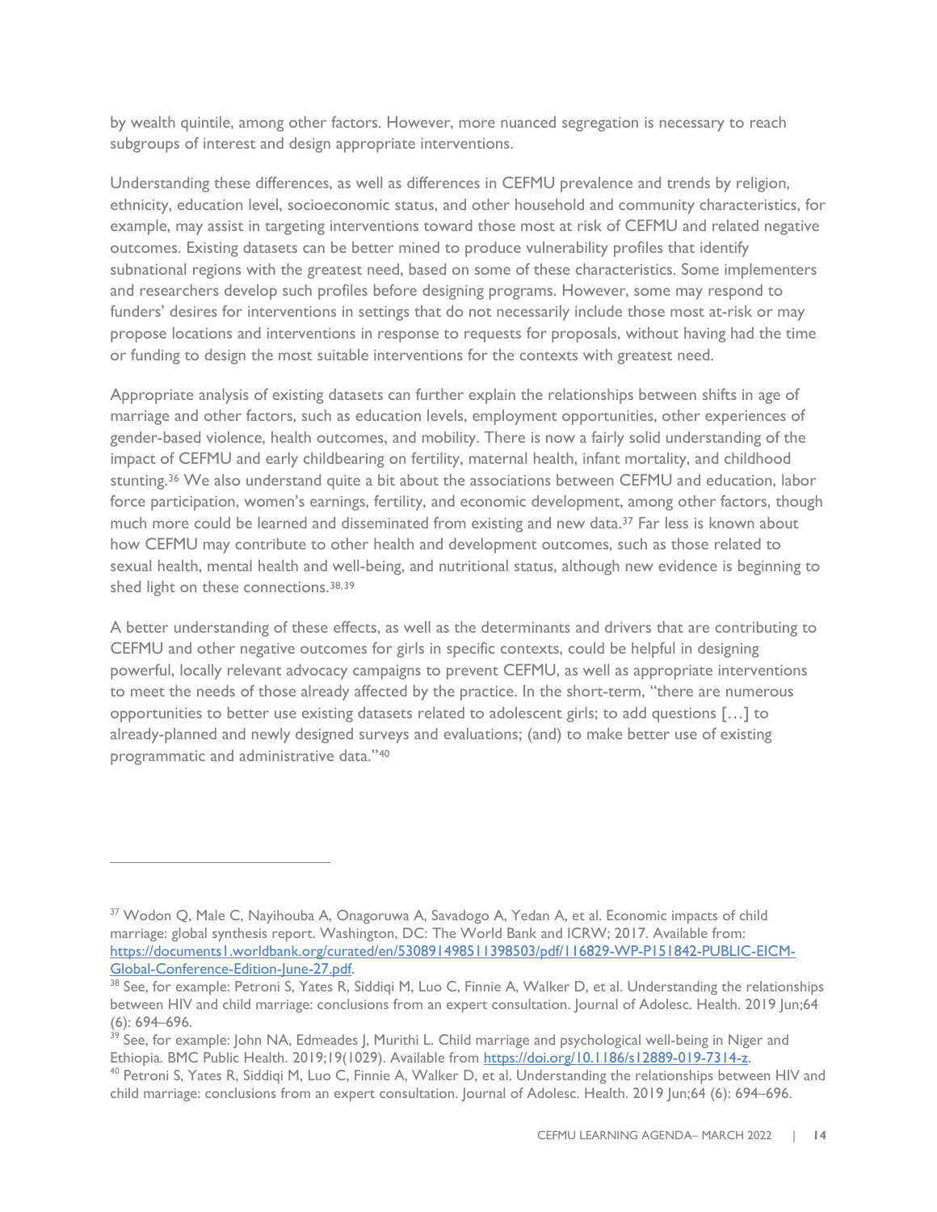by wealth quintile, among other factors. However, more nuanced segregation is necessary to reach subgroups of interest and design appropriate interventions.

Understanding these differences, as well as differences in CEFMU prevalence and trends by religion, ethnicity, education level, socioeconomic status, and other household and community characteristics, for example, may assist in targeting interventions toward those most at risk of CEFMU and related negative outcomes. Existing datasets can be better mined to produce vulnerability profiles that identify subnational regions with the greatest need, based on some of these characteristics. Some implementers and researchers develop such profiles before designing programs. However, some may respond to funders' desires for interventions in settings that do not necessarily include those most at-risk or may propose locations and interventions in response to requests for proposals, without having had the time or funding to design the most suitable interventions for the contexts with greatest need.

Appropriate analysis of existing datasets can further explain the relationships between shifts in age of marriage and other factors, such as education levels, employment opportunities, other experiences of gender-based violence, health outcomes, and mobility. There is now a fairly solid understanding of the impact of CEFMU and early childbearing on fertility, maternal health, infant mortality, and childhood stunting.[36] We also understand quite a bit about the associations between CEFMU and education, labor force participation, women's earnings, fertility, and economic development, among other factors, though much more could be learned and disseminated from existing and new data.[37] Far less is known about how CEFMU may contribute to other health and development outcomes, such as those related to sexual health, mental health and well-being, and nutritional status, although new evidence is beginning to shed light on these connections.[38,39]

A better understanding of these effects, as well as the determinants and drivers that are contributing to CEFMU and other negative outcomes for girls in specific contexts, could be helpful in designing powerful, locally relevant advocacy campaigns to prevent CEFMU, as well as appropriate interventions to meet the needs of those already affected by the practice. In the short-term, "there are numerous opportunities to better use existing datasets related to adolescent girls; to add questions […] to already-planned and newly designed surveys and evaluations; (and) to make better use of existing programmatic and administrative data."[40]

---

[37] Wodon Q, Male C, Nayihouba A, Onagoruwa A, Savadogo A, Yedan A, et al. Economic impacts of child marriage: global synthesis report. Washington, DC: The World Bank and ICRW; 2017. Available from: https://documents1.worldbank.org/curated/en/530891498511398503/pdf/116829-WP-P151842-PUBLIC-EICM-Global-Conference-Edition-June-27.pdf.

[38] See, for example: Petroni S, Yates R, Siddiqi M, Luo C, Finnie A, Walker D, et al. Understanding the relationships between HIV and child marriage: conclusions from an expert consultation. Journal of Adolesc. Health. 2019 Jun;64 (6): 694–696.

[39] See, for example: John NA, Edmeades J, Murithi L. Child marriage and psychological well-being in Niger and Ethiopia. BMC Public Health. 2019;19(1029). Available from https://doi.org/10.1186/s12889-019-7314-z.

[40] Petroni S, Yates R, Siddiqi M, Luo C, Finnie A, Walker D, et al. Understanding the relationships between HIV and child marriage: conclusions from an expert consultation. Journal of Adolesc. Health. 2019 Jun;64 (6): 694–696.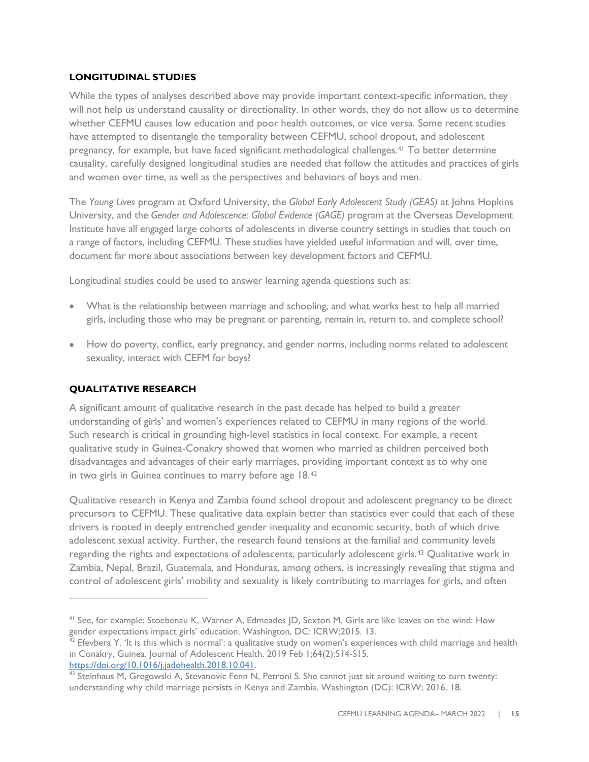### LONGITUDINAL STUDIES

While the types of analyses described above may provide important context-specific information, they will not help us understand causality or directionality. In other words, they do not allow us to determine whether CEFMU causes low education and poor health outcomes, or vice versa. Some recent studies have attempted to disentangle the temporality between CEFMU, school dropout, and adolescent pregnancy, for example, but have faced significant methodological challenges.[41] To better determine causality, carefully designed longitudinal studies are needed that follow the attitudes and practices of girls and women over time, as well as the perspectives and behaviors of boys and men.

The *Young Lives* program at Oxford University, the *Global Early Adolescent Study (GEAS)* at Johns Hopkins University, and the *Gender and Adolescence: Global Evidence (GAGE)* program at the Overseas Development Institute have all engaged large cohorts of adolescents in diverse country settings in studies that touch on a range of factors, including CEFMU. These studies have yielded useful information and will, over time, document far more about associations between key development factors and CEFMU.

Longitudinal studies could be used to answer learning agenda questions such as:

- What is the relationship between marriage and schooling, and what works best to help all married girls, including those who may be pregnant or parenting, remain in, return to, and complete school?
- How do poverty, conflict, early pregnancy, and gender norms, including norms related to adolescent sexuality, interact with CEFM for boys?

### QUALITATIVE RESEARCH

A significant amount of qualitative research in the past decade has helped to build a greater understanding of girls' and women's experiences related to CEFMU in many regions of the world. Such research is critical in grounding high-level statistics in local context. For example, a recent qualitative study in Guinea-Conakry showed that women who married as children perceived both disadvantages and advantages of their early marriages, providing important context as to why one in two girls in Guinea continues to marry before age 18.[42]

Qualitative research in Kenya and Zambia found school dropout and adolescent pregnancy to be direct precursors to CEFMU. These qualitative data explain better than statistics ever could that each of these drivers is rooted in deeply entrenched gender inequality and economic security, both of which drive adolescent sexual activity. Further, the research found tensions at the familial and community levels regarding the rights and expectations of adolescents, particularly adolescent girls.[43] Qualitative work in Zambia, Nepal, Brazil, Guatemala, and Honduras, among others, is increasingly revealing that stigma and control of adolescent girls' mobility and sexuality is likely contributing to marriages for girls, and often

---

[41] See, for example: Stoebenau K, Warner A, Edmeades JD, Sexton M. Girls are like leaves on the wind: How gender expectations impact girls' education. Washington, DC: ICRW;2015. 13.

[42] Efevbera Y. 'It is this which is normal': a qualitative study on women's experiences with child marriage and health in Conakry, Guinea. Journal of Adolescent Health. 2019 Feb 1;64(2):S14-S15. https://doi.org/10.1016/j.jadohealth.2018.10.041.

[43] Steinhaus M, Gregowski A, Stevanovic Fenn N, Petroni S. She cannot just sit around waiting to turn twenty: understanding why child marriage persists in Kenya and Zambia. Washington (DC): ICRW; 2016. 18.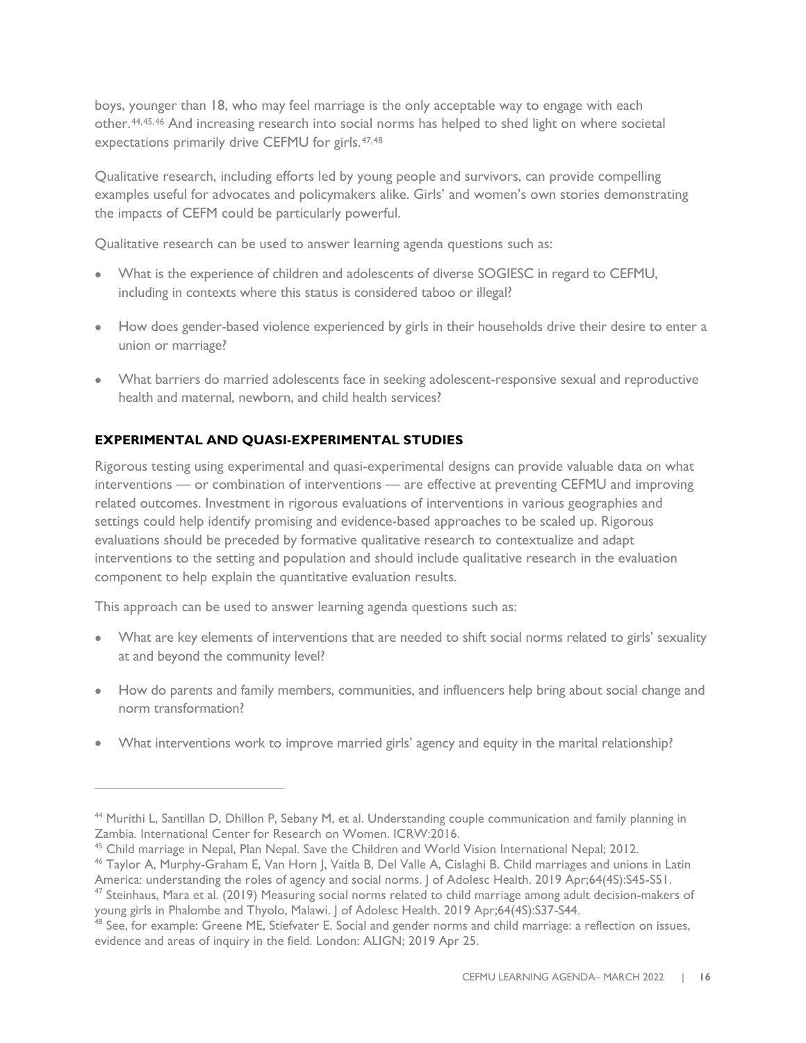boys, younger than 18, who may feel marriage is the only acceptable way to engage with each other.[44,45,46] And increasing research into social norms has helped to shed light on where societal expectations primarily drive CEFMU for girls.[47,48]

Qualitative research, including efforts led by young people and survivors, can provide compelling examples useful for advocates and policymakers alike. Girls' and women's own stories demonstrating the impacts of CEFM could be particularly powerful.

Qualitative research can be used to answer learning agenda questions such as:

- What is the experience of children and adolescents of diverse SOGIESC in regard to CEFMU, including in contexts where this status is considered taboo or illegal?
- How does gender-based violence experienced by girls in their households drive their desire to enter a union or marriage?
- What barriers do married adolescents face in seeking adolescent-responsive sexual and reproductive health and maternal, newborn, and child health services?

**EXPERIMENTAL AND QUASI-EXPERIMENTAL STUDIES**

Rigorous testing using experimental and quasi-experimental designs can provide valuable data on what interventions — or combination of interventions — are effective at preventing CEFMU and improving related outcomes. Investment in rigorous evaluations of interventions in various geographies and settings could help identify promising and evidence-based approaches to be scaled up. Rigorous evaluations should be preceded by formative qualitative research to contextualize and adapt interventions to the setting and population and should include qualitative research in the evaluation component to help explain the quantitative evaluation results.

This approach can be used to answer learning agenda questions such as:

- What are key elements of interventions that are needed to shift social norms related to girls' sexuality at and beyond the community level?
- How do parents and family members, communities, and influencers help bring about social change and norm transformation?
- What interventions work to improve married girls' agency and equity in the marital relationship?

---

[44] Murithi L, Santillan D, Dhillon P, Sebany M, et al. Understanding couple communication and family planning in Zambia. International Center for Research on Women. ICRW:2016.

[45] Child marriage in Nepal, Plan Nepal. Save the Children and World Vision International Nepal; 2012.

[46] Taylor A, Murphy-Graham E, Van Horn J, Vaitla B, Del Valle A, Cislaghi B. Child marriages and unions in Latin America: understanding the roles of agency and social norms. J of Adolesc Health. 2019 Apr;64(4S):S45-S51.

[47] Steinhaus, Mara et al. (2019) Measuring social norms related to child marriage among adult decision-makers of young girls in Phalombe and Thyolo, Malawi. J of Adolesc Health. 2019 Apr;64(4S):S37-S44.

[48] See, for example: Greene ME, Stiefvater E. Social and gender norms and child marriage: a reflection on issues, evidence and areas of inquiry in the field. London: ALIGN; 2019 Apr 25.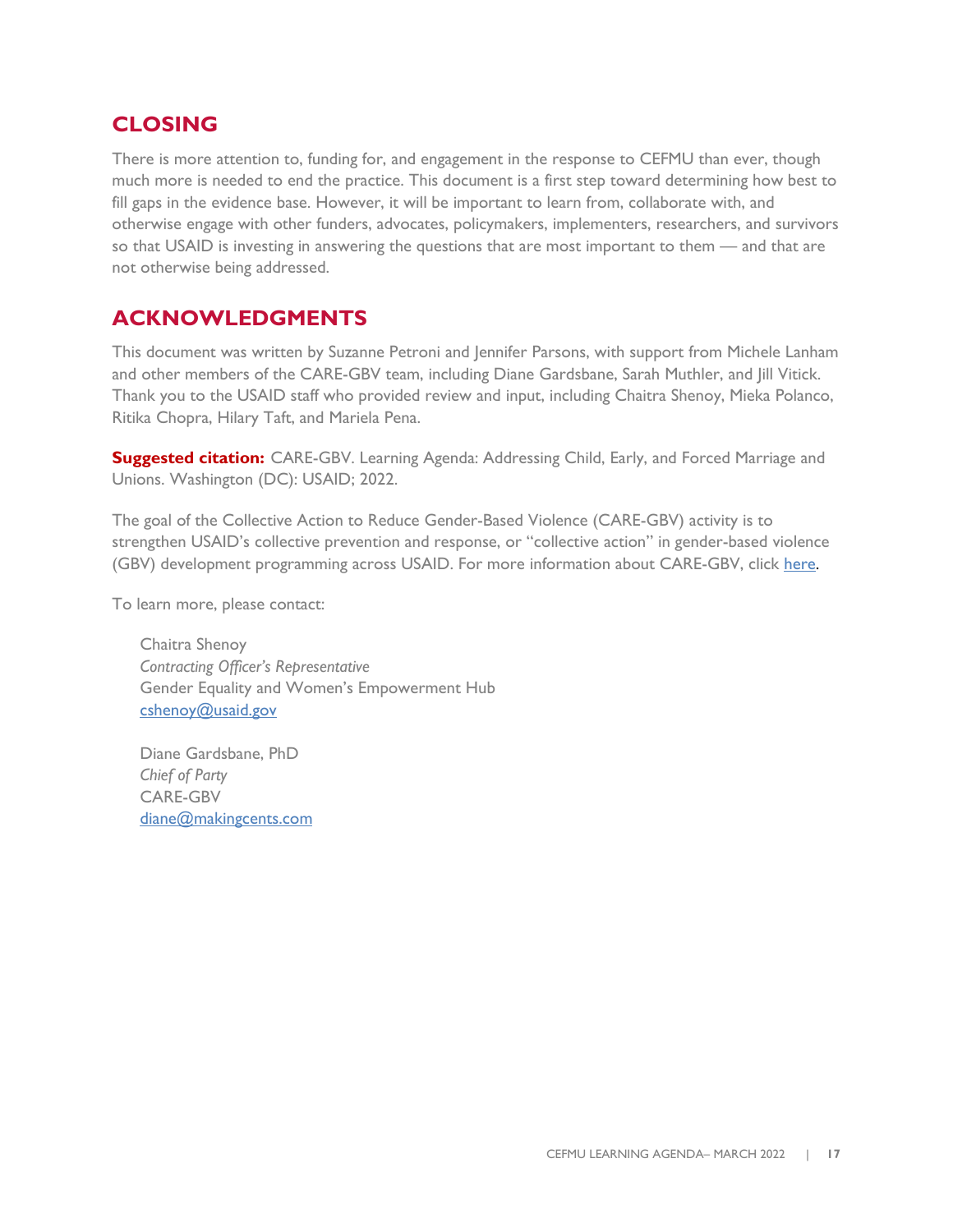## CLOSING

There is more attention to, funding for, and engagement in the response to CEFMU than ever, though much more is needed to end the practice. This document is a first step toward determining how best to fill gaps in the evidence base. However, it will be important to learn from, collaborate with, and otherwise engage with other funders, advocates, policymakers, implementers, researchers, and survivors so that USAID is investing in answering the questions that are most important to them — and that are not otherwise being addressed.

## ACKNOWLEDGMENTS

This document was written by Suzanne Petroni and Jennifer Parsons, with support from Michele Lanham and other members of the CARE-GBV team, including Diane Gardsbane, Sarah Muthler, and Jill Vitick. Thank you to the USAID staff who provided review and input, including Chaitra Shenoy, Mieka Polanco, Ritika Chopra, Hilary Taft, and Mariela Pena.

**Suggested citation:** CARE-GBV. Learning Agenda: Addressing Child, Early, and Forced Marriage and Unions. Washington (DC): USAID; 2022.

The goal of the Collective Action to Reduce Gender-Based Violence (CARE-GBV) activity is to strengthen USAID's collective prevention and response, or "collective action" in gender-based violence (GBV) development programming across USAID. For more information about CARE-GBV, click here.

To learn more, please contact:

Chaitra Shenoy
*Contracting Officer's Representative*
Gender Equality and Women's Empowerment Hub
cshenoy@usaid.gov

Diane Gardsbane, PhD
*Chief of Party*
CARE-GBV
diane@makingcents.com